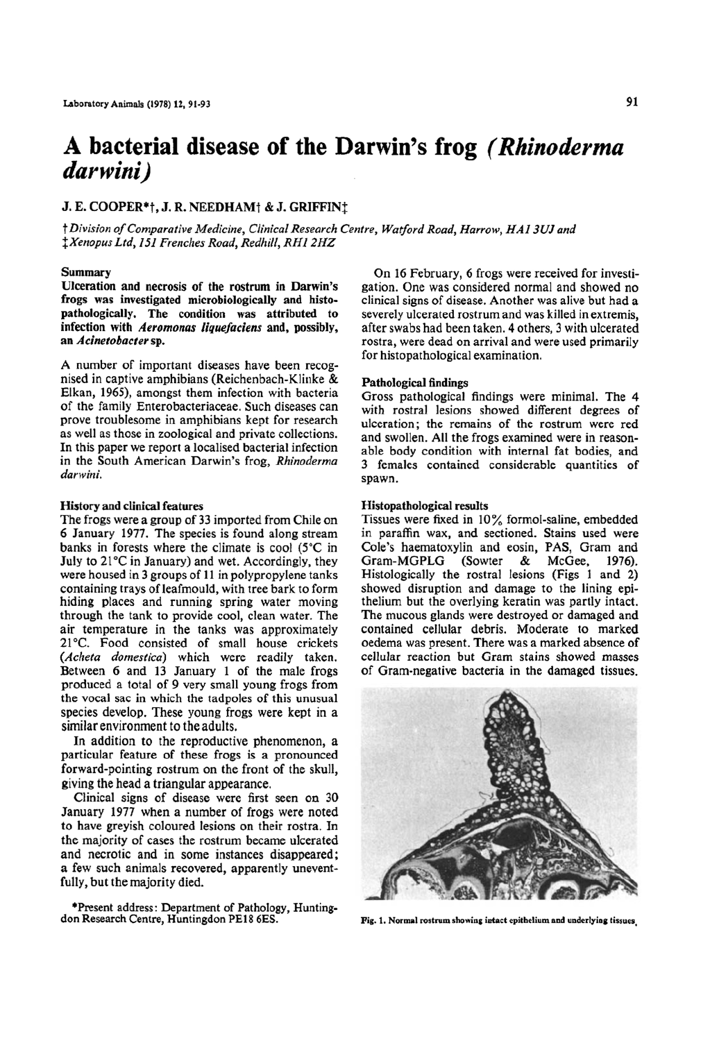# A bacterial disease of the Darwin's frog (*Rhinoderma darwini*)

J. E. COOPER*†, J. R. NEEDHAM† & J. GRIFFIN‡

†*Division of Comparative Medicine, Clinical Research Centre, Watford Road, Harrow, HA1 3UJ and*
‡*Xenopus Ltd, 151 Frenches Road, Redhill, RH1 2HZ*

## Summary

**Ulceration and necrosis of the rostrum in Darwin's frogs was investigated microbiologically and histopathologically. The condition was attributed to infection with *Aeromonas liquefaciens* and, possibly, an *Acinetobacter* sp.**

A number of important diseases have been recognised in captive amphibians (Reichenbach-Klinke & Elkan, 1965), amongst them infection with bacteria of the family Enterobacteriaceae. Such diseases can prove troublesome in amphibians kept for research as well as those in zoological and private collections. In this paper we report a localised bacterial infection in the South American Darwin's frog, *Rhinoderma darwini*.

## History and clinical features

The frogs were a group of 33 imported from Chile on 6 January 1977. The species is found along stream banks in forests where the climate is cool (5°C in July to 21°C in January) and wet. Accordingly, they were housed in 3 groups of 11 in polypropylene tanks containing trays of leafmould, with tree bark to form hiding places and running spring water moving through the tank to provide cool, clean water. The air temperature in the tanks was approximately 21°C. Food consisted of small house crickets (*Acheta domestica*) which were readily taken. Between 6 and 13 January 1 of the male frogs produced a total of 9 very small young frogs from the vocal sac in which the tadpoles of this unusual species develop. These young frogs were kept in a similar environment to the adults.

In addition to the reproductive phenomenon, a particular feature of these frogs is a pronounced forward-pointing rostrum on the front of the skull, giving the head a triangular appearance.

Clinical signs of disease were first seen on 30 January 1977 when a number of frogs were noted to have greyish coloured lesions on their rostra. In the majority of cases the rostrum became ulcerated and necrotic and in some instances disappeared; a few such animals recovered, apparently uneventfully, but the majority died.

On 16 February, 6 frogs were received for investigation. One was considered normal and showed no clinical signs of disease. Another was alive but had a severely ulcerated rostrum and was killed in extremis, after swabs had been taken. 4 others, 3 with ulcerated rostra, were dead on arrival and were used primarily for histopathological examination.

## Pathological findings

Gross pathological findings were minimal. The 4 with rostral lesions showed different degrees of ulceration; the remains of the rostrum were red and swollen. All the frogs examined were in reasonable body condition with internal fat bodies, and 3 females contained considerable quantities of spawn.

## Histopathological results

Tissues were fixed in 10% formol-saline, embedded in paraffin wax, and sectioned. Stains used were Cole's haematoxylin and eosin, PAS, Gram and Gram-MGPLG (Sowter & McGee, 1976). Histologically the rostral lesions (Figs 1 and 2) showed disruption and damage to the lining epithelium but the overlying keratin was partly intact. The mucous glands were destroyed or damaged and contained cellular debris. Moderate to marked oedema was present. There was a marked absence of cellular reaction but Gram stains showed masses of Gram-negative bacteria in the damaged tissues.

**Fig. 1. Normal rostrum showing intact epithelium and underlying tissues.**

*Present address: Department of Pathology, Huntingdon Research Centre, Huntingdon PE18 6ES.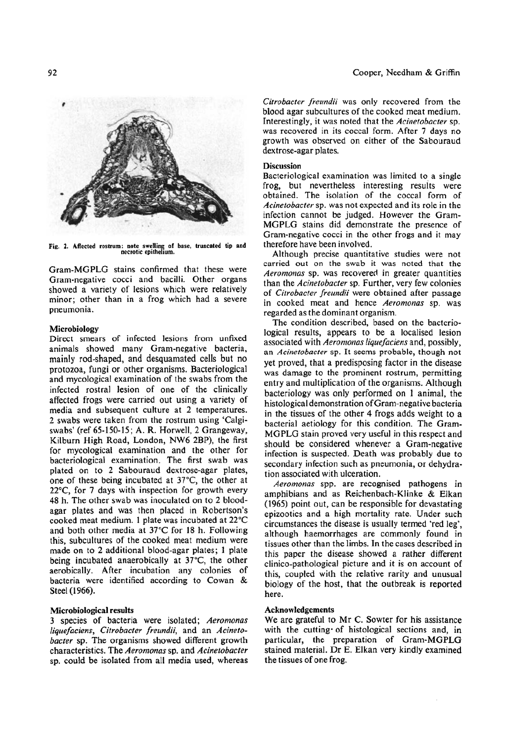Fig. 2. Affected rostrum: note swelling of base, truncated tip and necrotic epithelium.

Gram-MGPLG stains confirmed that these were Gram-negative cocci and bacilli. Other organs showed a variety of lesions which were relatively minor; other than in a frog which had a severe pneumonia.

### Microbiology

Direct smears of infected lesions from unfixed animals showed many Gram-negative bacteria, mainly rod-shaped, and desquamated cells but no protozoa, fungi or other organisms. Bacteriological and mycological examination of the swabs from the infected rostral lesion of one of the clinically affected frogs were carried out using a variety of media and subsequent culture at 2 temperatures. 2 swabs were taken from the rostrum using 'Calgi-swabs' (ref 65-150-15; A. R. Horwell, 2 Grangeway, Kilburn High Road, London, NW6 2BP), the first for mycological examination and the other for bacteriological examination. The first swab was plated on to 2 Sabouraud dextrose-agar plates, one of these being incubated at 37°C, the other at 22°C, for 7 days with inspection for growth every 48 h. The other swab was inoculated on to 2 blood-agar plates and was then placed in Robertson's cooked meat medium. 1 plate was incubated at 22°C and both other media at 37°C for 18 h. Following this, subcultures of the cooked meat medium were made on to 2 additional blood-agar plates; 1 plate being incubated anaerobically at 37°C, the other aerobically. After incubation any colonies of bacteria were identified according to Cowan & Steel (1966).

### Microbiological results

3 species of bacteria were isolated; *Aeromonas liquefaciens*, *Citrobacter freundii*, and an *Acinetobacter* sp. The organisms showed different growth characteristics. The *Aeromonas* sp. and *Acinetobacter* sp. could be isolated from all media used, whereas *Citrobacter freundii* was only recovered from the blood agar subcultures of the cooked meat medium. Interestingly, it was noted that the *Acinetobacter* sp. was recovered in its coccal form. After 7 days no growth was observed on either of the Sabouraud dextrose-agar plates.

### Discussion

Bacteriological examination was limited to a single frog, but nevertheless interesting results were obtained. The isolation of the coccal form of *Acinetobacter* sp. was not expected and its role in the infection cannot be judged. However the Gram-MGPLG stains did demonstrate the presence of Gram-negative cocci in the other frogs and it may therefore have been involved.

Although precise quantitative studies were not carried out on the swab it was noted that the *Aeromonas* sp. was recovered in greater quantities than the *Acinetobacter* sp. Further, very few colonies of *Citrobacter freundii* were obtained after passage in cooked meat and hence *Aeromonas* sp. was regarded as the dominant organism.

The condition described, based on the bacteriological results, appears to be a localised lesion associated with *Aeromonas liquefaciens* and, possibly, an *Acinetobacter* sp. It seems probable, though not yet proved, that a predisposing factor in the disease was damage to the prominent rostrum, permitting entry and multiplication of the organisms. Although bacteriology was only performed on 1 animal, the histological demonstration of Gram-negative bacteria in the tissues of the other 4 frogs adds weight to a bacterial aetiology for this condition. The Gram-MGPLG stain proved very useful in this respect and should be considered whenever a Gram-negative infection is suspected. Death was probably due to secondary infection such as pneumonia, or dehydration associated with ulceration.

*Aeromonas* spp. are recognised pathogens in amphibians and as Reichenbach-Klinke & Elkan (1965) point out, can be responsible for devastating epizootics and a high mortality rate. Under such circumstances the disease is usually termed 'red leg', although haemorrhages are commonly found in tissues other than the limbs. In the cases described in this paper the disease showed a rather different clinico-pathological picture and it is on account of this, coupled with the relative rarity and unusual biology of the host, that the outbreak is reported here.

### Acknowledgements

We are grateful to Mr C. Sowter for his assistance with the cutting of histological sections and, in particular, the preparation of Gram-MGPLG stained material. Dr E. Elkan very kindly examined the tissues of one frog.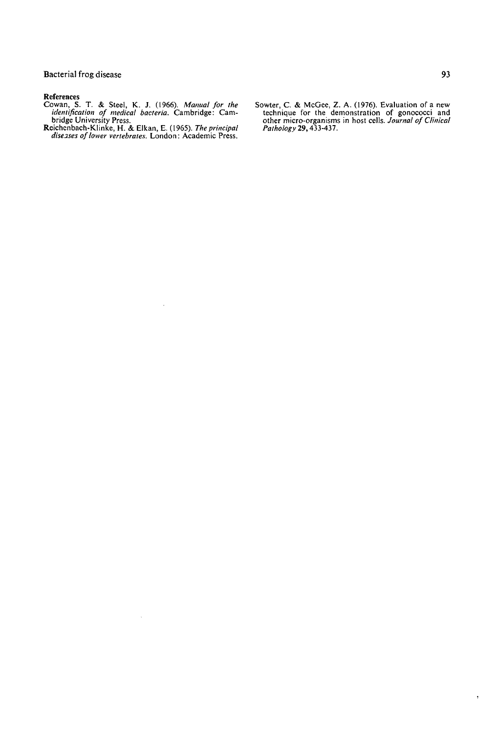**References**

Cowan, S. T. & Steel, K. J. (1966). *Manual for the identification of medical bacteria*. Cambridge: Cambridge University Press.

Reichenbach-Klinke, H. & Elkan, E. (1965). *The principal diseases of lower vertebrates*. London: Academic Press.

Sowter, C. & McGee, Z. A. (1976). Evaluation of a new technique for the demonstration of gonococci and other micro-organisms in host cells. *Journal of Clinical Pathology* **29**, 433-437.